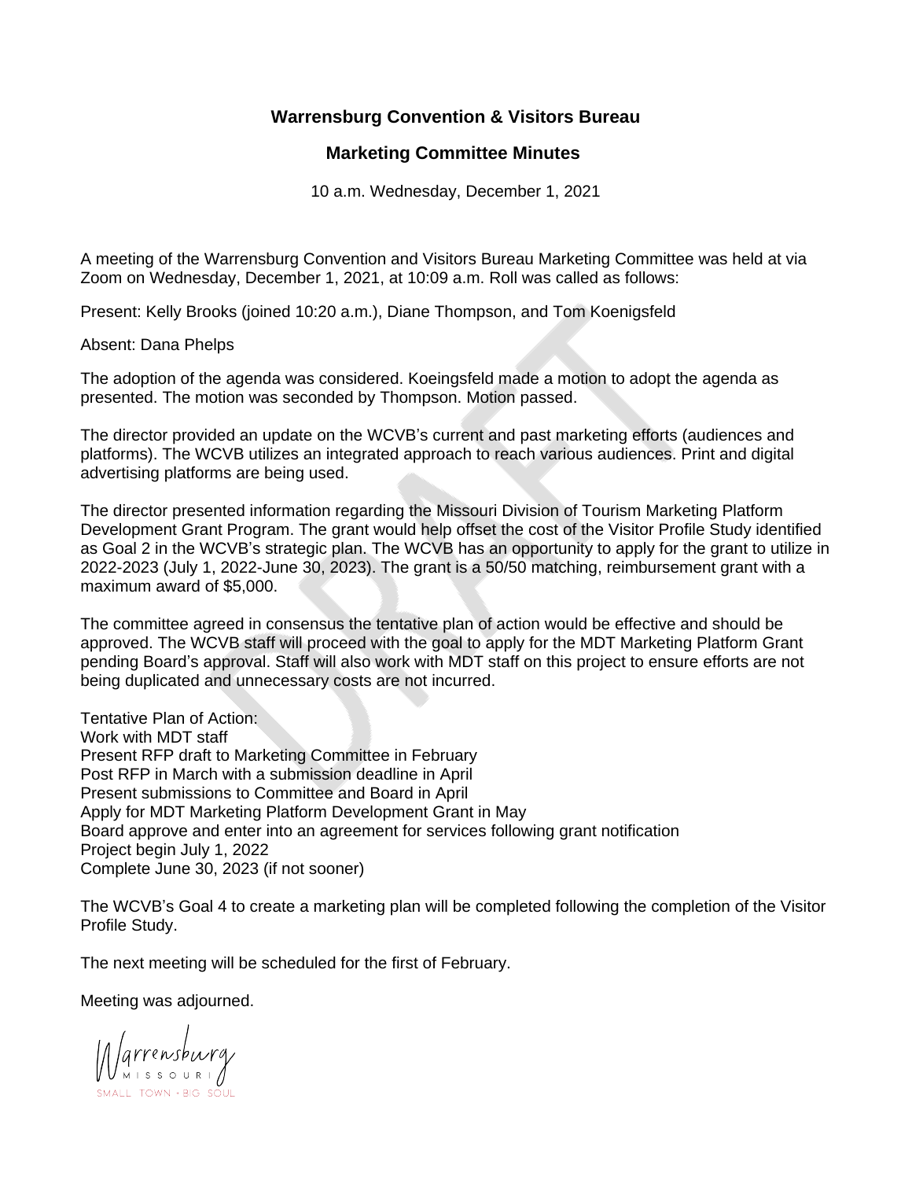# Warrensburg Convention & Visitors Bureau

## Marketing Committee Minutes

10 a.m. Wednesday, December 1, 2021

A meeting of the Warrensburg Convention and Visitors Bureau Marketing Committee was held at via Zoom on Wednesday, December 1, 2021, at 10:09 a.m. Roll was called as follows:

Present: Kelly Brooks (joined 10:20 a.m.), Diane Thompson, and Tom Koenigsfeld

Absent: Dana Phelps

The adoption of the agenda was considered. Koeingsfeld made a motion to adopt the agenda as presented. The motion was seconded by Thompson. Motion passed.

The director provided an update on the WCVB's current and past marketing efforts (audiences and platforms). The WCVB utilizes an integrated approach to reach various audiences. Print and digital advertising platforms are being used.

The director presented information regarding the Missouri Division of Tourism Marketing Platform Development Grant Program. The grant would help offset the cost of the Visitor Profile Study identified as Goal 2 in the WCVB's strategic plan. The WCVB has an opportunity to apply for the grant to utilize in 2022-2023 (July 1, 2022-June 30, 2023). The grant is a 50/50 matching, reimbursement grant with a maximum award of $5,000.

The committee agreed in consensus the tentative plan of action would be effective and should be approved. The WCVB staff will proceed with the goal to apply for the MDT Marketing Platform Grant pending Board's approval. Staff will also work with MDT staff on this project to ensure efforts are not being duplicated and unnecessary costs are not incurred.

Tentative Plan of Action:
Work with MDT staff
Present RFP draft to Marketing Committee in February
Post RFP in March with a submission deadline in April
Present submissions to Committee and Board in April
Apply for MDT Marketing Platform Development Grant in May
Board approve and enter into an agreement for services following grant notification
Project begin July 1, 2022
Complete June 30, 2023 (if not sooner)

The WCVB's Goal 4 to create a marketing plan will be completed following the completion of the Visitor Profile Study.

The next meeting will be scheduled for the first of February.

Meeting was adjourned.

Warrensburg
MISSOURI
SMALL TOWN • BIG SOUL